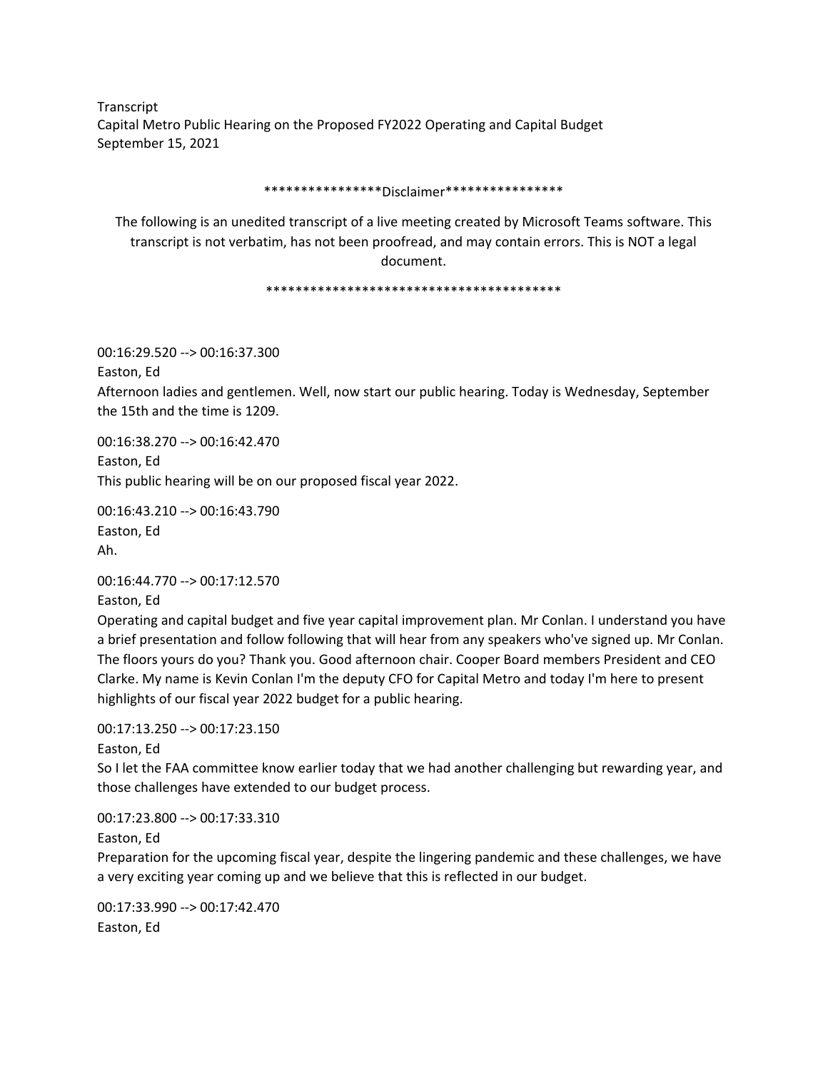Transcript
Capital Metro Public Hearing on the Proposed FY2022 Operating and Capital Budget
September 15, 2021

****************Disclaimer****************

The following is an unedited transcript of a live meeting created by Microsoft Teams software. This transcript is not verbatim, has not been proofread, and may contain errors. This is NOT a legal document.

*****************************************

00:16:29.520 --> 00:16:37.300
Easton, Ed
Afternoon ladies and gentlemen. Well, now start our public hearing. Today is Wednesday, September the 15th and the time is 1209.

00:16:38.270 --> 00:16:42.470
Easton, Ed
This public hearing will be on our proposed fiscal year 2022.

00:16:43.210 --> 00:16:43.790
Easton, Ed
Ah.

00:16:44.770 --> 00:17:12.570
Easton, Ed
Operating and capital budget and five year capital improvement plan. Mr Conlan. I understand you have a brief presentation and follow following that will hear from any speakers who've signed up. Mr Conlan. The floors yours do you? Thank you. Good afternoon chair. Cooper Board members President and CEO Clarke. My name is Kevin Conlan I'm the deputy CFO for Capital Metro and today I'm here to present highlights of our fiscal year 2022 budget for a public hearing.

00:17:13.250 --> 00:17:23.150
Easton, Ed
So I let the FAA committee know earlier today that we had another challenging but rewarding year, and those challenges have extended to our budget process.

00:17:23.800 --> 00:17:33.310
Easton, Ed
Preparation for the upcoming fiscal year, despite the lingering pandemic and these challenges, we have a very exciting year coming up and we believe that this is reflected in our budget.

00:17:33.990 --> 00:17:42.470
Easton, Ed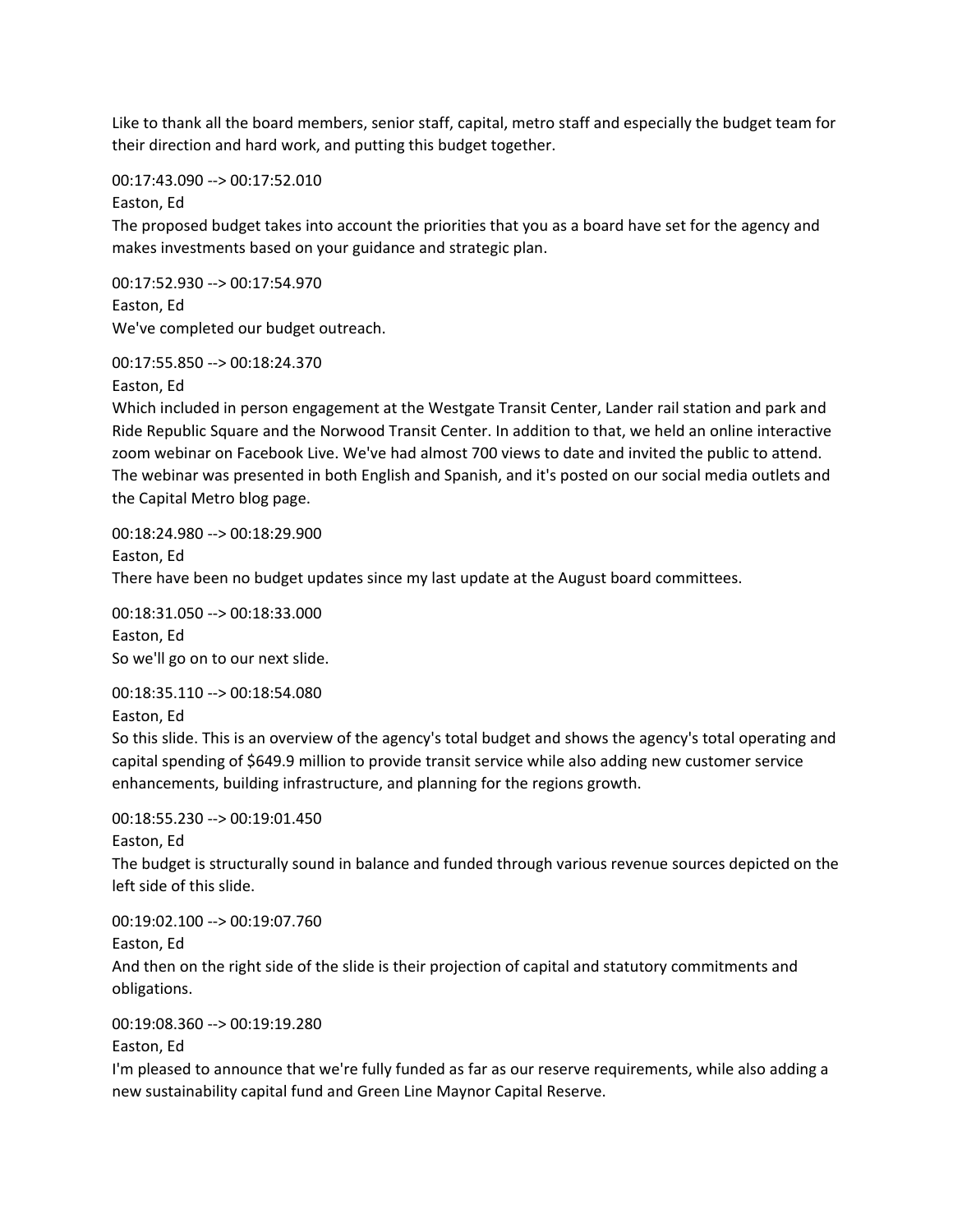Like to thank all the board members, senior staff, capital, metro staff and especially the budget team for their direction and hard work, and putting this budget together.

00:17:43.090 --> 00:17:52.010
Easton, Ed
The proposed budget takes into account the priorities that you as a board have set for the agency and makes investments based on your guidance and strategic plan.

00:17:52.930 --> 00:17:54.970
Easton, Ed
We've completed our budget outreach.

00:17:55.850 --> 00:18:24.370
Easton, Ed
Which included in person engagement at the Westgate Transit Center, Lander rail station and park and Ride Republic Square and the Norwood Transit Center. In addition to that, we held an online interactive zoom webinar on Facebook Live. We've had almost 700 views to date and invited the public to attend. The webinar was presented in both English and Spanish, and it's posted on our social media outlets and the Capital Metro blog page.

00:18:24.980 --> 00:18:29.900
Easton, Ed
There have been no budget updates since my last update at the August board committees.

00:18:31.050 --> 00:18:33.000
Easton, Ed
So we'll go on to our next slide.

00:18:35.110 --> 00:18:54.080
Easton, Ed
So this slide. This is an overview of the agency's total budget and shows the agency's total operating and capital spending of $649.9 million to provide transit service while also adding new customer service enhancements, building infrastructure, and planning for the regions growth.

00:18:55.230 --> 00:19:01.450
Easton, Ed
The budget is structurally sound in balance and funded through various revenue sources depicted on the left side of this slide.

00:19:02.100 --> 00:19:07.760
Easton, Ed
And then on the right side of the slide is their projection of capital and statutory commitments and obligations.

00:19:08.360 --> 00:19:19.280
Easton, Ed
I'm pleased to announce that we're fully funded as far as our reserve requirements, while also adding a new sustainability capital fund and Green Line Maynor Capital Reserve.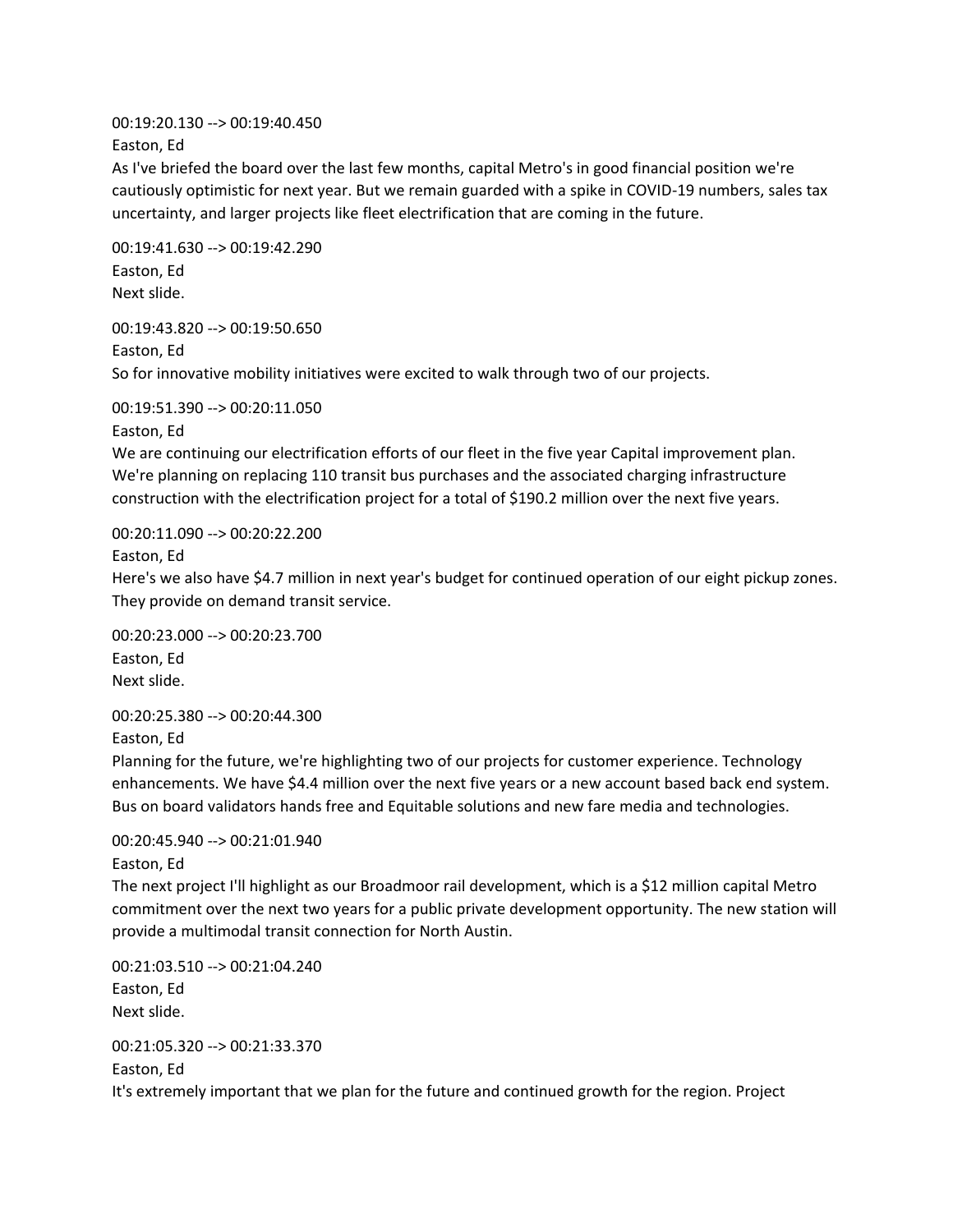00:19:20.130 --> 00:19:40.450
Easton, Ed
As I've briefed the board over the last few months, capital Metro's in good financial position we're cautiously optimistic for next year. But we remain guarded with a spike in COVID-19 numbers, sales tax uncertainty, and larger projects like fleet electrification that are coming in the future.

00:19:41.630 --> 00:19:42.290
Easton, Ed
Next slide.

00:19:43.820 --> 00:19:50.650
Easton, Ed
So for innovative mobility initiatives were excited to walk through two of our projects.

00:19:51.390 --> 00:20:11.050
Easton, Ed
We are continuing our electrification efforts of our fleet in the five year Capital improvement plan. We're planning on replacing 110 transit bus purchases and the associated charging infrastructure construction with the electrification project for a total of $190.2 million over the next five years.

00:20:11.090 --> 00:20:22.200
Easton, Ed
Here's we also have $4.7 million in next year's budget for continued operation of our eight pickup zones. They provide on demand transit service.

00:20:23.000 --> 00:20:23.700
Easton, Ed
Next slide.

00:20:25.380 --> 00:20:44.300
Easton, Ed
Planning for the future, we're highlighting two of our projects for customer experience. Technology enhancements. We have $4.4 million over the next five years or a new account based back end system. Bus on board validators hands free and Equitable solutions and new fare media and technologies.

00:20:45.940 --> 00:21:01.940
Easton, Ed
The next project I'll highlight as our Broadmoor rail development, which is a $12 million capital Metro commitment over the next two years for a public private development opportunity. The new station will provide a multimodal transit connection for North Austin.

00:21:03.510 --> 00:21:04.240
Easton, Ed
Next slide.

00:21:05.320 --> 00:21:33.370
Easton, Ed
It's extremely important that we plan for the future and continued growth for the region. Project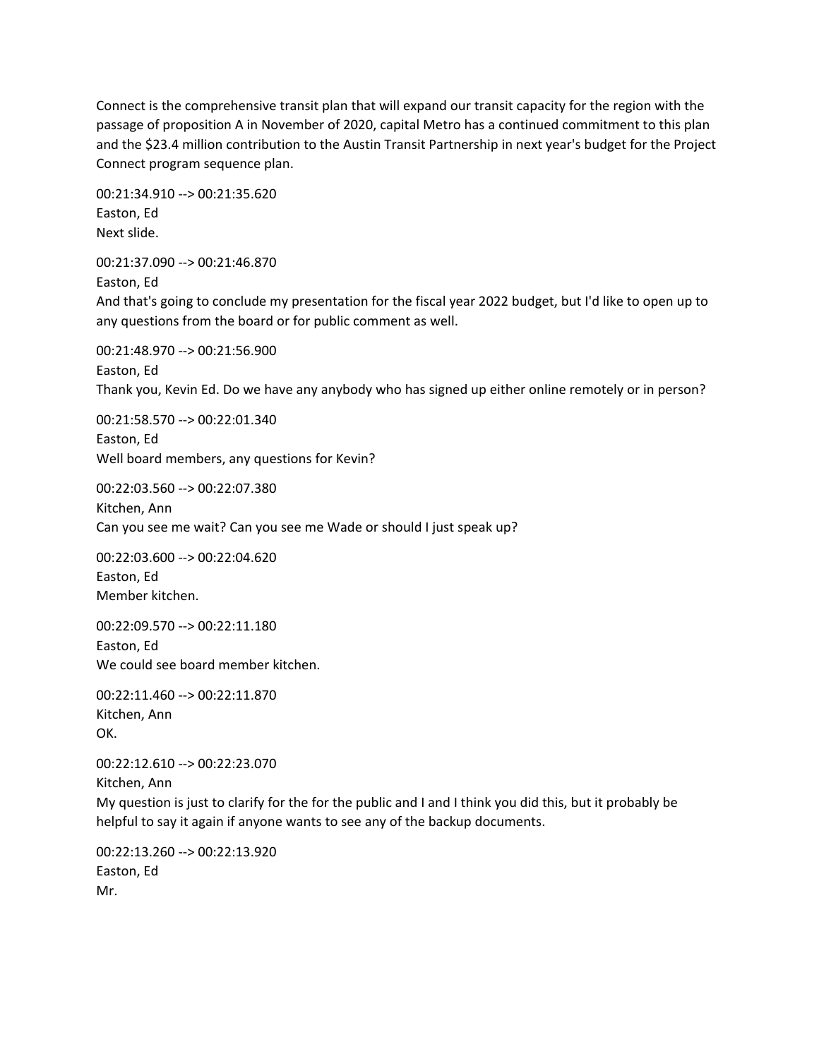Connect is the comprehensive transit plan that will expand our transit capacity for the region with the passage of proposition A in November of 2020, capital Metro has a continued commitment to this plan and the $23.4 million contribution to the Austin Transit Partnership in next year's budget for the Project Connect program sequence plan.

00:21:34.910 --> 00:21:35.620
Easton, Ed
Next slide.

00:21:37.090 --> 00:21:46.870
Easton, Ed
And that's going to conclude my presentation for the fiscal year 2022 budget, but I'd like to open up to any questions from the board or for public comment as well.

00:21:48.970 --> 00:21:56.900
Easton, Ed
Thank you, Kevin Ed. Do we have any anybody who has signed up either online remotely or in person?

00:21:58.570 --> 00:22:01.340
Easton, Ed
Well board members, any questions for Kevin?

00:22:03.560 --> 00:22:07.380
Kitchen, Ann
Can you see me wait? Can you see me Wade or should I just speak up?

00:22:03.600 --> 00:22:04.620
Easton, Ed
Member kitchen.

00:22:09.570 --> 00:22:11.180
Easton, Ed
We could see board member kitchen.

00:22:11.460 --> 00:22:11.870
Kitchen, Ann
OK.

00:22:12.610 --> 00:22:23.070
Kitchen, Ann
My question is just to clarify for the for the public and I and I think you did this, but it probably be helpful to say it again if anyone wants to see any of the backup documents.

00:22:13.260 --> 00:22:13.920
Easton, Ed
Mr.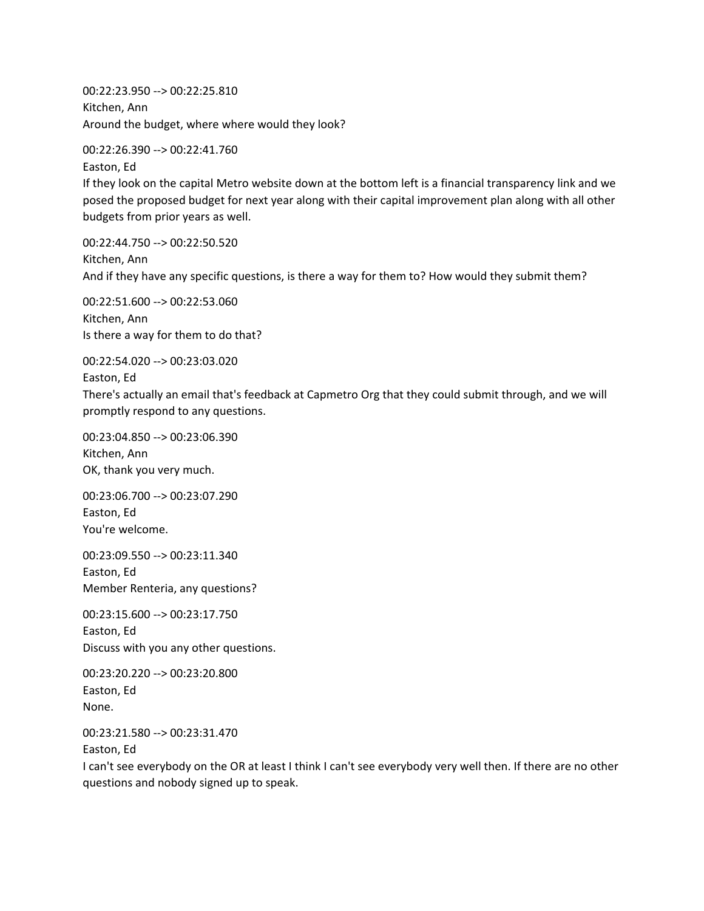00:22:23.950 --> 00:22:25.810
Kitchen, Ann
Around the budget, where where would they look?

00:22:26.390 --> 00:22:41.760
Easton, Ed
If they look on the capital Metro website down at the bottom left is a financial transparency link and we posed the proposed budget for next year along with their capital improvement plan along with all other budgets from prior years as well.

00:22:44.750 --> 00:22:50.520
Kitchen, Ann
And if they have any specific questions, is there a way for them to? How would they submit them?

00:22:51.600 --> 00:22:53.060
Kitchen, Ann
Is there a way for them to do that?

00:22:54.020 --> 00:23:03.020
Easton, Ed
There's actually an email that's feedback at Capmetro Org that they could submit through, and we will promptly respond to any questions.

00:23:04.850 --> 00:23:06.390
Kitchen, Ann
OK, thank you very much.

00:23:06.700 --> 00:23:07.290
Easton, Ed
You're welcome.

00:23:09.550 --> 00:23:11.340
Easton, Ed
Member Renteria, any questions?

00:23:15.600 --> 00:23:17.750
Easton, Ed
Discuss with you any other questions.

00:23:20.220 --> 00:23:20.800
Easton, Ed
None.

00:23:21.580 --> 00:23:31.470
Easton, Ed
I can't see everybody on the OR at least I think I can't see everybody very well then. If there are no other questions and nobody signed up to speak.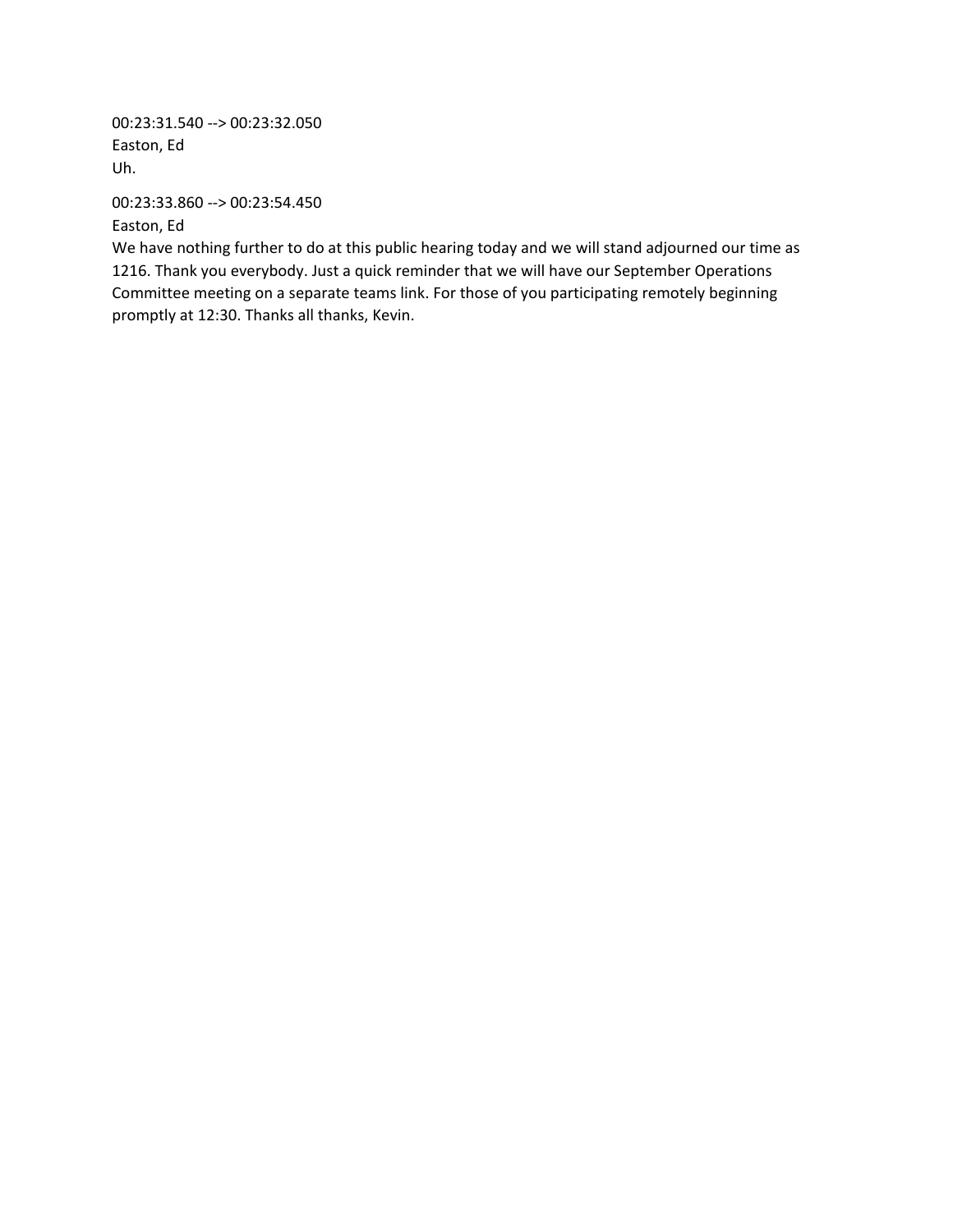00:23:31.540 --> 00:23:32.050
Easton, Ed
Uh.

00:23:33.860 --> 00:23:54.450
Easton, Ed
We have nothing further to do at this public hearing today and we will stand adjourned our time as 1216. Thank you everybody. Just a quick reminder that we will have our September Operations Committee meeting on a separate teams link. For those of you participating remotely beginning promptly at 12:30. Thanks all thanks, Kevin.